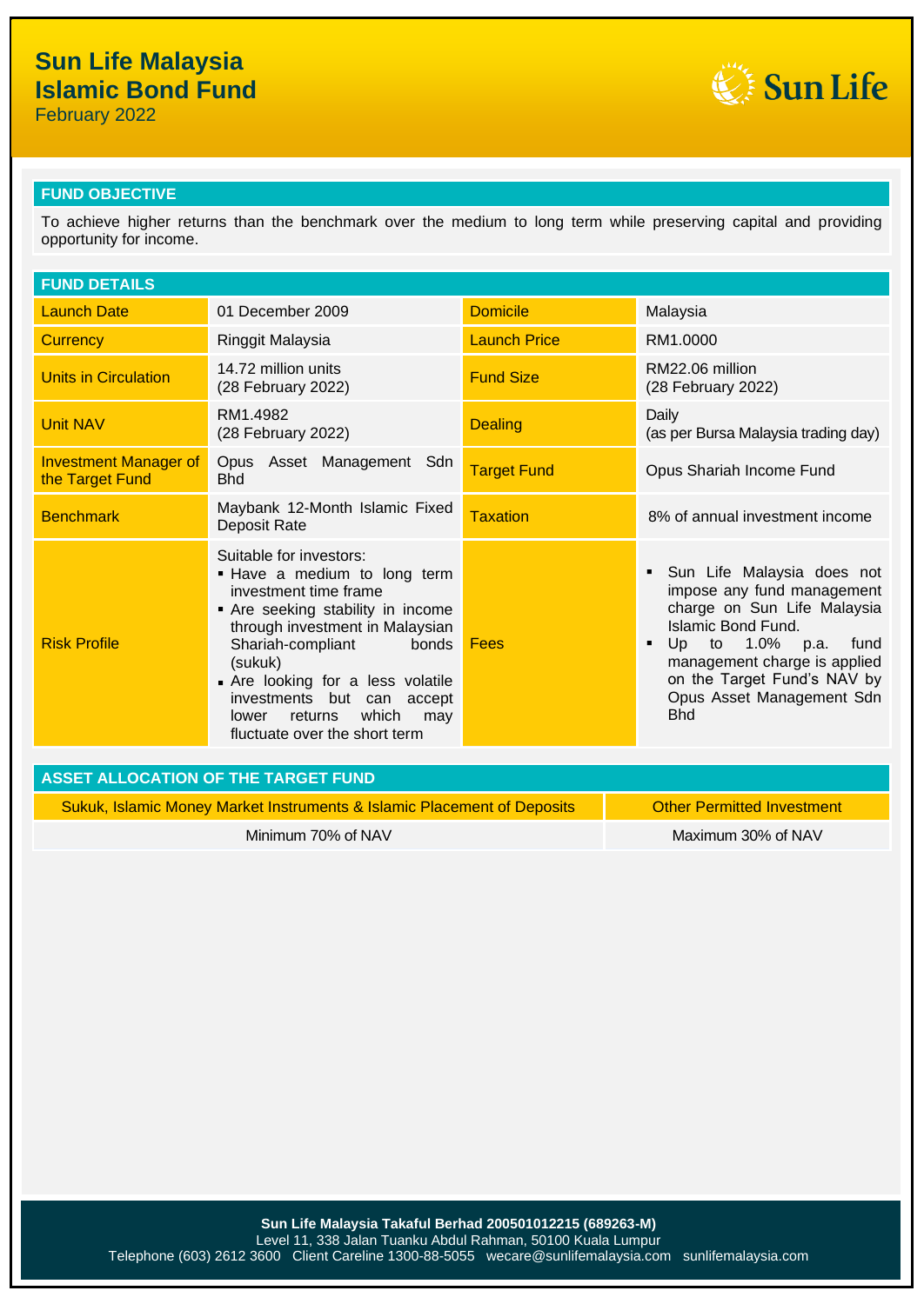# Sun Life Malaysia Islamic Bond Fund

February 2022

## FUND OBJECTIVE

To achieve higher returns than the benchmark over the medium to long term while preserving capital and providing opportunity for income.

## FUND DETAILS

| | | | |
|---|---|---|---|
| Launch Date | 01 December 2009 | Domicile | Malaysia |
| Currency | Ringgit Malaysia | Launch Price | RM1.0000 |
| Units in Circulation | 14.72 million units (28 February 2022) | Fund Size | RM22.06 million (28 February 2022) |
| Unit NAV | RM1.4982 (28 February 2022) | Dealing | Daily (as per Bursa Malaysia trading day) |
| Investment Manager of the Target Fund | Opus Asset Management Sdn Bhd | Target Fund | Opus Shariah Income Fund |
| Benchmark | Maybank 12-Month Islamic Fixed Deposit Rate | Taxation | 8% of annual investment income |
| Risk Profile | Suitable for investors: <br>▪ Have a medium to long term investment time frame <br>▪ Are seeking stability in income through investment in Malaysian Shariah-compliant bonds (sukuk) <br>▪ Are looking for a less volatile investments but can accept lower returns which may fluctuate over the short term | Fees | ▪ Sun Life Malaysia does not impose any fund management charge on Sun Life Malaysia Islamic Bond Fund. <br>▪ Up to 1.0% p.a. fund management charge is applied on the Target Fund's NAV by Opus Asset Management Sdn Bhd |

## ASSET ALLOCATION OF THE TARGET FUND

| Sukuk, Islamic Money Market Instruments & Islamic Placement of Deposits | Other Permitted Investment |
|---|---|
| Minimum 70% of NAV | Maximum 30% of NAV |

**Sun Life Malaysia Takaful Berhad 200501012215 (689263-M)**
Level 11, 338 Jalan Tuanku Abdul Rahman, 50100 Kuala Lumpur
Telephone (603) 2612 3600 Client Careline 1300-88-5055 wecare@sunlifemalaysia.com sunlifemalaysia.com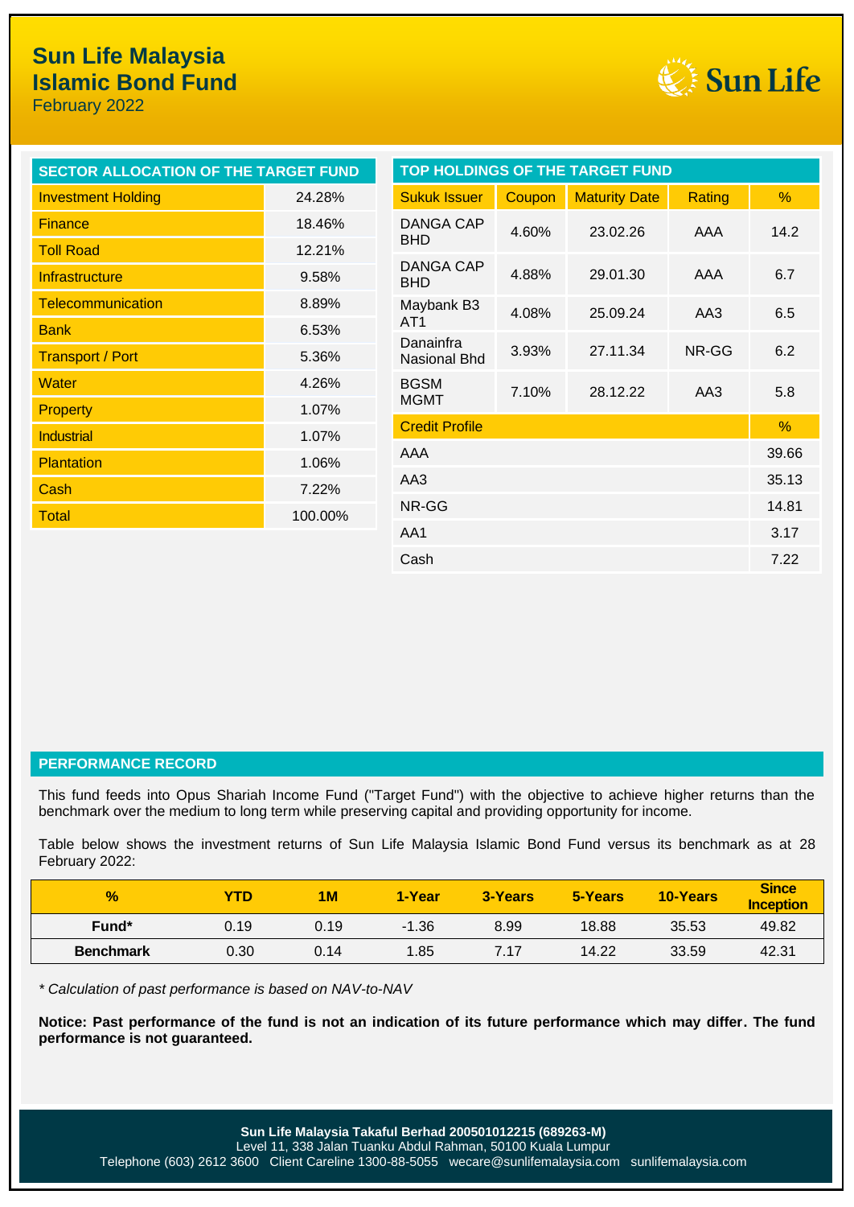# Sun Life Malaysia Islamic Bond Fund

February 2022

## SECTOR ALLOCATION OF THE TARGET FUND

| Sector | % |
|---|---|
| Investment Holding | 24.28% |
| Finance | 18.46% |
| Toll Road | 12.21% |
| Infrastructure | 9.58% |
| Telecommunication | 8.89% |
| Bank | 6.53% |
| Transport / Port | 5.36% |
| Water | 4.26% |
| Property | 1.07% |
| Industrial | 1.07% |
| Plantation | 1.06% |
| Cash | 7.22% |
| Total | 100.00% |

## TOP HOLDINGS OF THE TARGET FUND

| Sukuk Issuer | Coupon | Maturity Date | Rating | % |
|---|---|---|---|---|
| DANGA CAP BHD | 4.60% | 23.02.26 | AAA | 14.2 |
| DANGA CAP BHD | 4.88% | 29.01.30 | AAA | 6.7 |
| Maybank B3 AT1 | 4.08% | 25.09.24 | AA3 | 6.5 |
| Danainfra Nasional Bhd | 3.93% | 27.11.34 | NR-GG | 6.2 |
| BGSM MGMT | 7.10% | 28.12.22 | AA3 | 5.8 |

| Credit Profile | % |
|---|---|
| AAA | 39.66 |
| AA3 | 35.13 |
| NR-GG | 14.81 |
| AA1 | 3.17 |
| Cash | 7.22 |

## PERFORMANCE RECORD

This fund feeds into Opus Shariah Income Fund ("Target Fund") with the objective to achieve higher returns than the benchmark over the medium to long term while preserving capital and providing opportunity for income.

Table below shows the investment returns of Sun Life Malaysia Islamic Bond Fund versus its benchmark as at 28 February 2022:

| % | YTD | 1M | 1-Year | 3-Years | 5-Years | 10-Years | Since Inception |
|---|---|---|---|---|---|---|---|
| Fund* | 0.19 | 0.19 | -1.36 | 8.99 | 18.88 | 35.53 | 49.82 |
| Benchmark | 0.30 | 0.14 | 1.85 | 7.17 | 14.22 | 33.59 | 42.31 |

*\* Calculation of past performance is based on NAV-to-NAV*

**Notice: Past performance of the fund is not an indication of its future performance which may differ. The fund performance is not guaranteed.**

**Sun Life Malaysia Takaful Berhad 200501012215 (689263-M)**
Level 11, 338 Jalan Tuanku Abdul Rahman, 50100 Kuala Lumpur
Telephone (603) 2612 3600 Client Careline 1300-88-5055 wecare@sunlifemalaysia.com sunlifemalaysia.com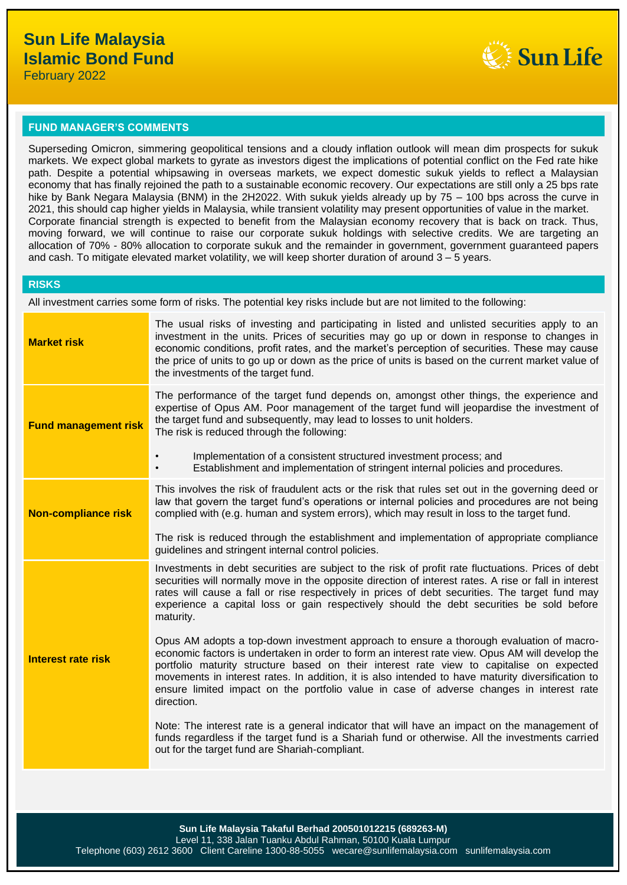# Sun Life Malaysia Islamic Bond Fund

February 2022

## FUND MANAGER'S COMMENTS

Superseding Omicron, simmering geopolitical tensions and a cloudy inflation outlook will mean dim prospects for sukuk markets. We expect global markets to gyrate as investors digest the implications of potential conflict on the Fed rate hike path. Despite a potential whipsawing in overseas markets, we expect domestic sukuk yields to reflect a Malaysian economy that has finally rejoined the path to a sustainable economic recovery. Our expectations are still only a 25 bps rate hike by Bank Negara Malaysia (BNM) in the 2H2022. With sukuk yields already up by 75 – 100 bps across the curve in 2021, this should cap higher yields in Malaysia, while transient volatility may present opportunities of value in the market. Corporate financial strength is expected to benefit from the Malaysian economy recovery that is back on track. Thus, moving forward, we will continue to raise our corporate sukuk holdings with selective credits. We are targeting an allocation of 70% - 80% allocation to corporate sukuk and the remainder in government, government guaranteed papers and cash. To mitigate elevated market volatility, we will keep shorter duration of around 3 – 5 years.

## RISKS

All investment carries some form of risks. The potential key risks include but are not limited to the following:

| | |
|---|---|
| **Market risk** | The usual risks of investing and participating in listed and unlisted securities apply to an investment in the units. Prices of securities may go up or down in response to changes in economic conditions, profit rates, and the market's perception of securities. These may cause the price of units to go up or down as the price of units is based on the current market value of the investments of the target fund. |
| **Fund management risk** | The performance of the target fund depends on, amongst other things, the experience and expertise of Opus AM. Poor management of the target fund will jeopardise the investment of the target fund and subsequently, may lead to losses to unit holders.<br>The risk is reduced through the following:<br>• Implementation of a consistent structured investment process; and<br>• Establishment and implementation of stringent internal policies and procedures. |
| **Non-compliance risk** | This involves the risk of fraudulent acts or the risk that rules set out in the governing deed or law that govern the target fund's operations or internal policies and procedures are not being complied with (e.g. human and system errors), which may result in loss to the target fund.<br><br>The risk is reduced through the establishment and implementation of appropriate compliance guidelines and stringent internal control policies. |
| **Interest rate risk** | Investments in debt securities are subject to the risk of profit rate fluctuations. Prices of debt securities will normally move in the opposite direction of interest rates. A rise or fall in interest rates will cause a fall or rise respectively in prices of debt securities. The target fund may experience a capital loss or gain respectively should the debt securities be sold before maturity.<br><br>Opus AM adopts a top-down investment approach to ensure a thorough evaluation of macro-economic factors is undertaken in order to form an interest rate view. Opus AM will develop the portfolio maturity structure based on their interest rate view to capitalise on expected movements in interest rates. In addition, it is also intended to have maturity diversification to ensure limited impact on the portfolio value in case of adverse changes in interest rate direction.<br><br>Note: The interest rate is a general indicator that will have an impact on the management of funds regardless if the target fund is a Shariah fund or otherwise. All the investments carried out for the target fund are Shariah-compliant. |

**Sun Life Malaysia Takaful Berhad 200501012215 (689263-M)**
Level 11, 338 Jalan Tuanku Abdul Rahman, 50100 Kuala Lumpur
Telephone (603) 2612 3600 Client Careline 1300-88-5055 wecare@sunlifemalaysia.com sunlifemalaysia.com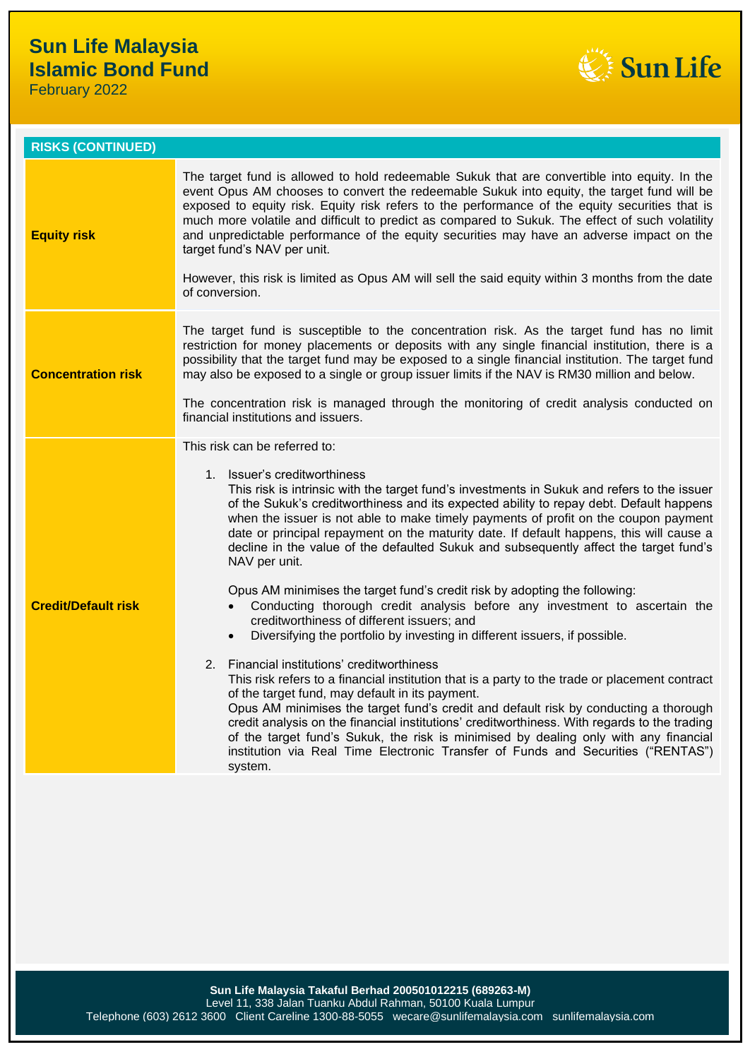## RISKS (CONTINUED)

| Risk | Description |
| --- | --- |
| **Equity risk** | The target fund is allowed to hold redeemable Sukuk that are convertible into equity. In the event Opus AM chooses to convert the redeemable Sukuk into equity, the target fund will be exposed to equity risk. Equity risk refers to the performance of the equity securities that is much more volatile and difficult to predict as compared to Sukuk. The effect of such volatility and unpredictable performance of the equity securities may have an adverse impact on the target fund's NAV per unit.<br><br>However, this risk is limited as Opus AM will sell the said equity within 3 months from the date of conversion. |
| **Concentration risk** | The target fund is susceptible to the concentration risk. As the target fund has no limit restriction for money placements or deposits with any single financial institution, there is a possibility that the target fund may be exposed to a single financial institution. The target fund may also be exposed to a single or group issuer limits if the NAV is RM30 million and below.<br><br>The concentration risk is managed through the monitoring of credit analysis conducted on financial institutions and issuers. |
| **Credit/Default risk** | This risk can be referred to:<br><br>1. Issuer's creditworthiness<br>This risk is intrinsic with the target fund's investments in Sukuk and refers to the issuer of the Sukuk's creditworthiness and its expected ability to repay debt. Default happens when the issuer is not able to make timely payments of profit on the coupon payment date or principal repayment on the maturity date. If default happens, this will cause a decline in the value of the defaulted Sukuk and subsequently affect the target fund's NAV per unit.<br><br>Opus AM minimises the target fund's credit risk by adopting the following:<br>• Conducting thorough credit analysis before any investment to ascertain the creditworthiness of different issuers; and<br>• Diversifying the portfolio by investing in different issuers, if possible.<br><br>2. Financial institutions' creditworthiness<br>This risk refers to a financial institution that is a party to the trade or placement contract of the target fund, may default in its payment.<br>Opus AM minimises the target fund's credit and default risk by conducting a thorough credit analysis on the financial institutions' creditworthiness. With regards to the trading of the target fund's Sukuk, the risk is minimised by dealing only with any financial institution via Real Time Electronic Transfer of Funds and Securities ("RENTAS") system. |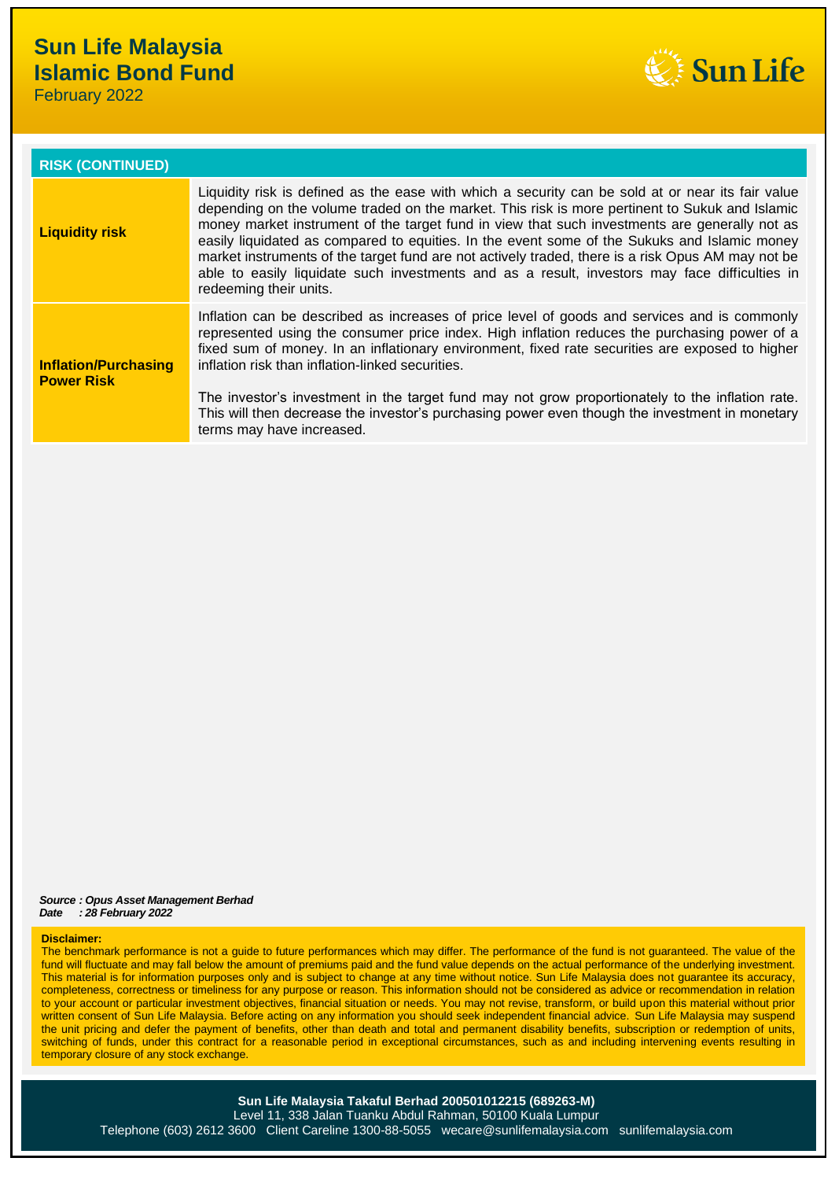# Sun Life Malaysia Islamic Bond Fund

February 2022

## RISK (CONTINUED)

| | |
|---|---|
| **Liquidity risk** | Liquidity risk is defined as the ease with which a security can be sold at or near its fair value depending on the volume traded on the market. This risk is more pertinent to Sukuk and Islamic money market instrument of the target fund in view that such investments are generally not as easily liquidated as compared to equities. In the event some of the Sukuks and Islamic money market instruments of the target fund are not actively traded, there is a risk Opus AM may not be able to easily liquidate such investments and as a result, investors may face difficulties in redeeming their units. |
| **Inflation/Purchasing Power Risk** | Inflation can be described as increases of price level of goods and services and is commonly represented using the consumer price index. High inflation reduces the purchasing power of a fixed sum of money. In an inflationary environment, fixed rate securities are exposed to higher inflation risk than inflation-linked securities.<br><br>The investor's investment in the target fund may not grow proportionately to the inflation rate. This will then decrease the investor's purchasing power even though the investment in monetary terms may have increased. |

***Source : Opus Asset Management Berhad***
***Date : 28 February 2022***

**Disclaimer:**
The benchmark performance is not a guide to future performances which may differ. The performance of the fund is not guaranteed. The value of the fund will fluctuate and may fall below the amount of premiums paid and the fund value depends on the actual performance of the underlying investment. This material is for information purposes only and is subject to change at any time without notice. Sun Life Malaysia does not guarantee its accuracy, completeness, correctness or timeliness for any purpose or reason. This information should not be considered as advice or recommendation in relation to your account or particular investment objectives, financial situation or needs. You may not revise, transform, or build upon this material without prior written consent of Sun Life Malaysia. Before acting on any information you should seek independent financial advice. Sun Life Malaysia may suspend the unit pricing and defer the payment of benefits, other than death and total and permanent disability benefits, subscription or redemption of units, switching of funds, under this contract for a reasonable period in exceptional circumstances, such as and including intervening events resulting in temporary closure of any stock exchange.

**Sun Life Malaysia Takaful Berhad 200501012215 (689263-M)**
Level 11, 338 Jalan Tuanku Abdul Rahman, 50100 Kuala Lumpur
Telephone (603) 2612 3600 Client Careline 1300-88-5055 wecare@sunlifemalaysia.com sunlifemalaysia.com